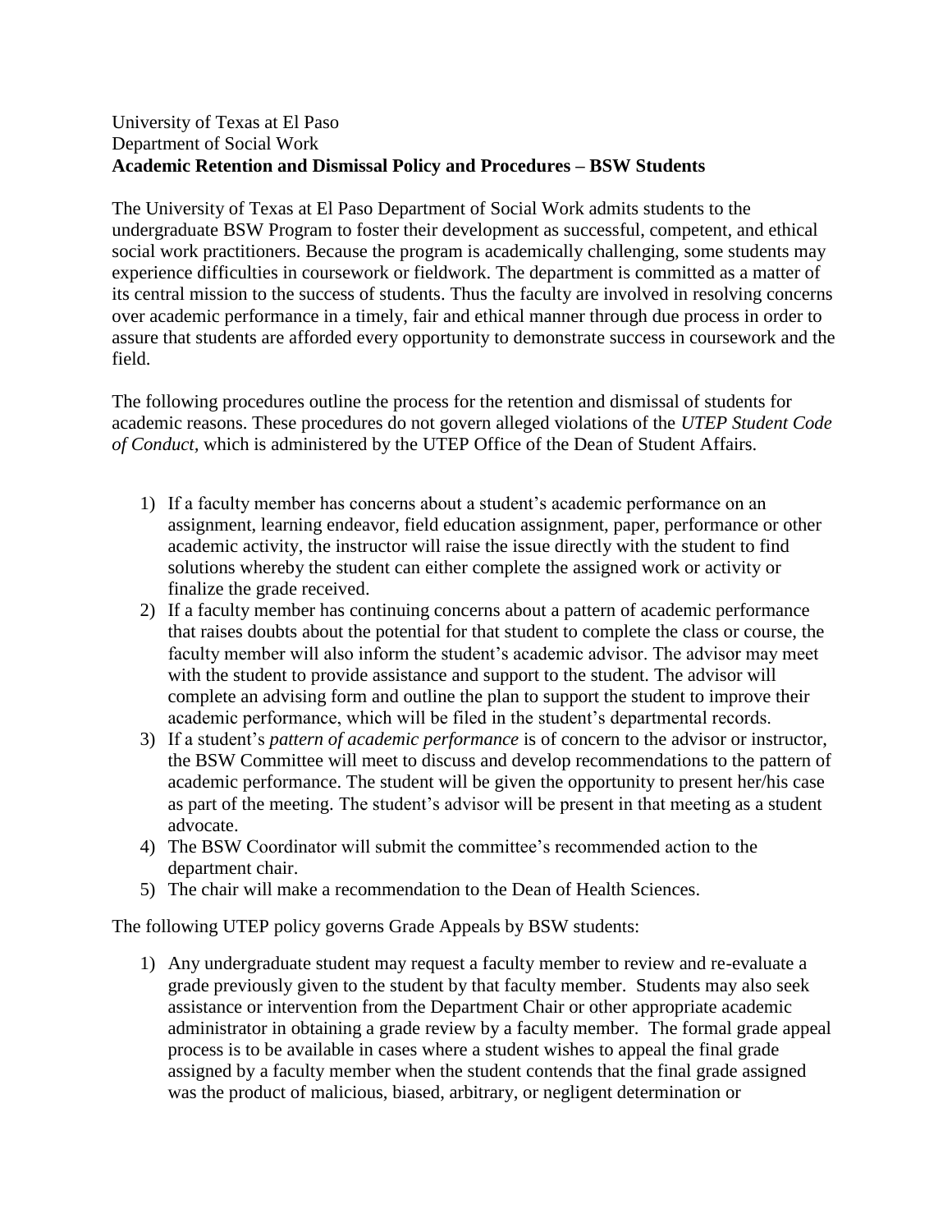University of Texas at El Paso
Department of Social Work
**Academic Retention and Dismissal Policy and Procedures – BSW Students**

The University of Texas at El Paso Department of Social Work admits students to the undergraduate BSW Program to foster their development as successful, competent, and ethical social work practitioners. Because the program is academically challenging, some students may experience difficulties in coursework or fieldwork. The department is committed as a matter of its central mission to the success of students. Thus the faculty are involved in resolving concerns over academic performance in a timely, fair and ethical manner through due process in order to assure that students are afforded every opportunity to demonstrate success in coursework and the field.

The following procedures outline the process for the retention and dismissal of students for academic reasons. These procedures do not govern alleged violations of the *UTEP Student Code of Conduct*, which is administered by the UTEP Office of the Dean of Student Affairs.

1) If a faculty member has concerns about a student's academic performance on an assignment, learning endeavor, field education assignment, paper, performance or other academic activity, the instructor will raise the issue directly with the student to find solutions whereby the student can either complete the assigned work or activity or finalize the grade received.
2) If a faculty member has continuing concerns about a pattern of academic performance that raises doubts about the potential for that student to complete the class or course, the faculty member will also inform the student's academic advisor. The advisor may meet with the student to provide assistance and support to the student. The advisor will complete an advising form and outline the plan to support the student to improve their academic performance, which will be filed in the student's departmental records.
3) If a student's *pattern of academic performance* is of concern to the advisor or instructor, the BSW Committee will meet to discuss and develop recommendations to the pattern of academic performance. The student will be given the opportunity to present her/his case as part of the meeting. The student's advisor will be present in that meeting as a student advocate.
4) The BSW Coordinator will submit the committee's recommended action to the department chair.
5) The chair will make a recommendation to the Dean of Health Sciences.

The following UTEP policy governs Grade Appeals by BSW students:

1) Any undergraduate student may request a faculty member to review and re-evaluate a grade previously given to the student by that faculty member. Students may also seek assistance or intervention from the Department Chair or other appropriate academic administrator in obtaining a grade review by a faculty member. The formal grade appeal process is to be available in cases where a student wishes to appeal the final grade assigned by a faculty member when the student contends that the final grade assigned was the product of malicious, biased, arbitrary, or negligent determination or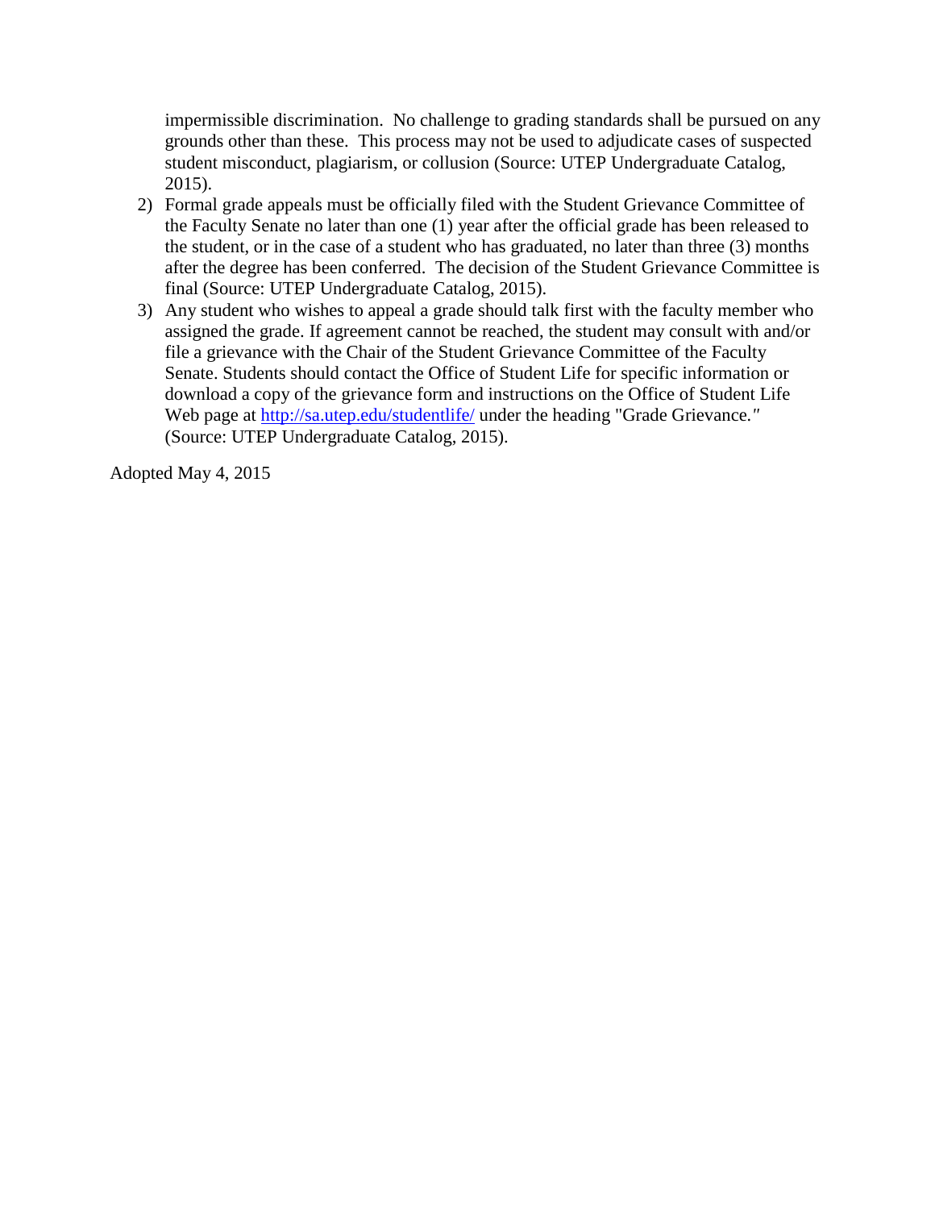impermissible discrimination. No challenge to grading standards shall be pursued on any grounds other than these. This process may not be used to adjudicate cases of suspected student misconduct, plagiarism, or collusion (Source: UTEP Undergraduate Catalog, 2015).

2) Formal grade appeals must be officially filed with the Student Grievance Committee of the Faculty Senate no later than one (1) year after the official grade has been released to the student, or in the case of a student who has graduated, no later than three (3) months after the degree has been conferred. The decision of the Student Grievance Committee is final (Source: UTEP Undergraduate Catalog, 2015).
3) Any student who wishes to appeal a grade should talk first with the faculty member who assigned the grade. If agreement cannot be reached, the student may consult with and/or file a grievance with the Chair of the Student Grievance Committee of the Faculty Senate. Students should contact the Office of Student Life for specific information or download a copy of the grievance form and instructions on the Office of Student Life Web page at http://sa.utep.edu/studentlife/ under the heading "Grade Grievance." (Source: UTEP Undergraduate Catalog, 2015).

Adopted May 4, 2015